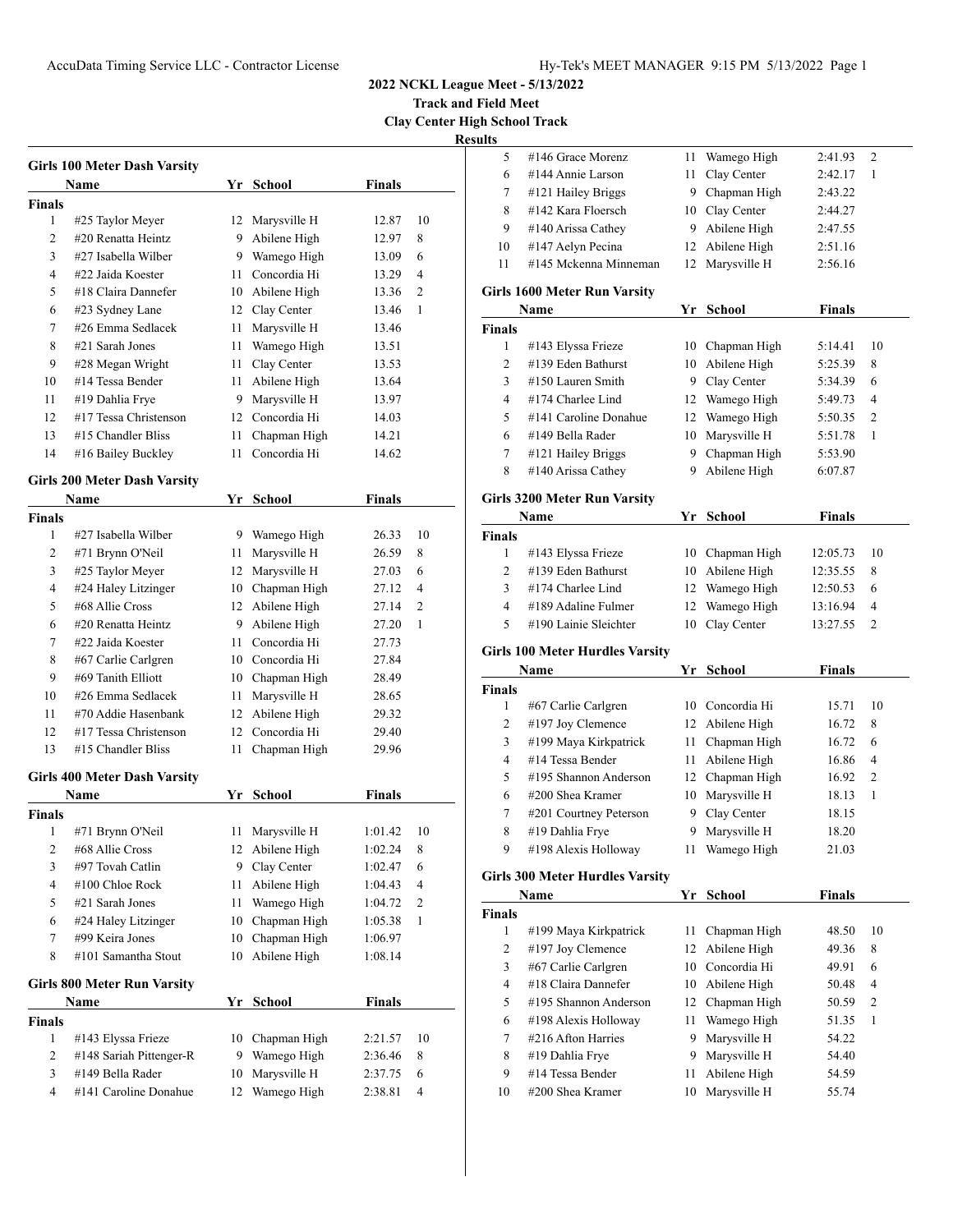**2022 NCKL League Meet - 5/13/2022**
**Track and Field Meet**
**Clay Center High School Track**
**Results**

### Girls 100 Meter Dash Varsity

| | Name | Yr | School | Finals | |
|---|---|---|---|---|---|
| **Finals** | | | | | |
| 1 | #25 Taylor Meyer | 12 | Marysville H | 12.87 | 10 |
| 2 | #20 Renatta Heintz | 9 | Abilene High | 12.97 | 8 |
| 3 | #27 Isabella Wilber | 9 | Wamego High | 13.09 | 6 |
| 4 | #22 Jaida Koester | 11 | Concordia Hi | 13.29 | 4 |
| 5 | #18 Claira Dannefer | 10 | Abilene High | 13.36 | 2 |
| 6 | #23 Sydney Lane | 12 | Clay Center | 13.46 | 1 |
| 7 | #26 Emma Sedlacek | 11 | Marysville H | 13.46 | |
| 8 | #21 Sarah Jones | 11 | Wamego High | 13.51 | |
| 9 | #28 Megan Wright | 11 | Clay Center | 13.53 | |
| 10 | #14 Tessa Bender | 11 | Abilene High | 13.64 | |
| 11 | #19 Dahlia Frye | 9 | Marysville H | 13.97 | |
| 12 | #17 Tessa Christenson | 12 | Concordia Hi | 14.03 | |
| 13 | #15 Chandler Bliss | 11 | Chapman High | 14.21 | |
| 14 | #16 Bailey Buckley | 11 | Concordia Hi | 14.62 | |

### Girls 200 Meter Dash Varsity

| | Name | Yr | School | Finals | |
|---|---|---|---|---|---|
| **Finals** | | | | | |
| 1 | #27 Isabella Wilber | 9 | Wamego High | 26.33 | 10 |
| 2 | #71 Brynn O'Neil | 11 | Marysville H | 26.59 | 8 |
| 3 | #25 Taylor Meyer | 12 | Marysville H | 27.03 | 6 |
| 4 | #24 Haley Litzinger | 10 | Chapman High | 27.12 | 4 |
| 5 | #68 Allie Cross | 12 | Abilene High | 27.14 | 2 |
| 6 | #20 Renatta Heintz | 9 | Abilene High | 27.20 | 1 |
| 7 | #22 Jaida Koester | 11 | Concordia Hi | 27.73 | |
| 8 | #67 Carlie Carlgren | 10 | Concordia Hi | 27.84 | |
| 9 | #69 Tanith Elliott | 10 | Chapman High | 28.49 | |
| 10 | #26 Emma Sedlacek | 11 | Marysville H | 28.65 | |
| 11 | #70 Addie Hasenbank | 12 | Abilene High | 29.32 | |
| 12 | #17 Tessa Christenson | 12 | Concordia Hi | 29.40 | |
| 13 | #15 Chandler Bliss | 11 | Chapman High | 29.96 | |

### Girls 400 Meter Dash Varsity

| | Name | Yr | School | Finals | |
|---|---|---|---|---|---|
| **Finals** | | | | | |
| 1 | #71 Brynn O'Neil | 11 | Marysville H | 1:01.42 | 10 |
| 2 | #68 Allie Cross | 12 | Abilene High | 1:02.24 | 8 |
| 3 | #97 Tovah Catlin | 9 | Clay Center | 1:02.47 | 6 |
| 4 | #100 Chloe Rock | 11 | Abilene High | 1:04.43 | 4 |
| 5 | #21 Sarah Jones | 11 | Wamego High | 1:04.72 | 2 |
| 6 | #24 Haley Litzinger | 10 | Chapman High | 1:05.38 | 1 |
| 7 | #99 Keira Jones | 10 | Chapman High | 1:06.97 | |
| 8 | #101 Samantha Stout | 10 | Abilene High | 1:08.14 | |

### Girls 800 Meter Run Varsity

| | Name | Yr | School | Finals | |
|---|---|---|---|---|---|
| **Finals** | | | | | |
| 1 | #143 Elyssa Frieze | 10 | Chapman High | 2:21.57 | 10 |
| 2 | #148 Sariah Pittenger-R | 9 | Wamego High | 2:36.46 | 8 |
| 3 | #149 Bella Rader | 10 | Marysville H | 2:37.75 | 6 |
| 4 | #141 Caroline Donahue | 12 | Wamego High | 2:38.81 | 4 |
| 5 | #146 Grace Morenz | 11 | Wamego High | 2:41.93 | 2 |
| 6 | #144 Annie Larson | 11 | Clay Center | 2:42.17 | 1 |
| 7 | #121 Hailey Briggs | 9 | Chapman High | 2:43.22 | |
| 8 | #142 Kara Floersch | 10 | Clay Center | 2:44.27 | |
| 9 | #140 Arissa Cathey | 9 | Abilene High | 2:47.55 | |
| 10 | #147 Aelyn Pecina | 12 | Abilene High | 2:51.16 | |
| 11 | #145 Mckenna Minneman | 12 | Marysville H | 2:56.16 | |

### Girls 1600 Meter Run Varsity

| | Name | Yr | School | Finals | |
|---|---|---|---|---|---|
| **Finals** | | | | | |
| 1 | #143 Elyssa Frieze | 10 | Chapman High | 5:14.41 | 10 |
| 2 | #139 Eden Bathurst | 10 | Abilene High | 5:25.39 | 8 |
| 3 | #150 Lauren Smith | 9 | Clay Center | 5:34.39 | 6 |
| 4 | #174 Charlee Lind | 12 | Wamego High | 5:49.73 | 4 |
| 5 | #141 Caroline Donahue | 12 | Wamego High | 5:50.35 | 2 |
| 6 | #149 Bella Rader | 10 | Marysville H | 5:51.78 | 1 |
| 7 | #121 Hailey Briggs | 9 | Chapman High | 5:53.90 | |
| 8 | #140 Arissa Cathey | 9 | Abilene High | 6:07.87 | |

### Girls 3200 Meter Run Varsity

| | Name | Yr | School | Finals | |
|---|---|---|---|---|---|
| **Finals** | | | | | |
| 1 | #143 Elyssa Frieze | 10 | Chapman High | 12:05.73 | 10 |
| 2 | #139 Eden Bathurst | 10 | Abilene High | 12:35.55 | 8 |
| 3 | #174 Charlee Lind | 12 | Wamego High | 12:50.53 | 6 |
| 4 | #189 Adaline Fulmer | 12 | Wamego High | 13:16.94 | 4 |
| 5 | #190 Lainie Sleichter | 10 | Clay Center | 13:27.55 | 2 |

### Girls 100 Meter Hurdles Varsity

| | Name | Yr | School | Finals | |
|---|---|---|---|---|---|
| **Finals** | | | | | |
| 1 | #67 Carlie Carlgren | 10 | Concordia Hi | 15.71 | 10 |
| 2 | #197 Joy Clemence | 12 | Abilene High | 16.72 | 8 |
| 3 | #199 Maya Kirkpatrick | 11 | Chapman High | 16.72 | 6 |
| 4 | #14 Tessa Bender | 11 | Abilene High | 16.86 | 4 |
| 5 | #195 Shannon Anderson | 12 | Chapman High | 16.92 | 2 |
| 6 | #200 Shea Kramer | 10 | Marysville H | 18.13 | 1 |
| 7 | #201 Courtney Peterson | 9 | Clay Center | 18.15 | |
| 8 | #19 Dahlia Frye | 9 | Marysville H | 18.20 | |
| 9 | #198 Alexis Holloway | 11 | Wamego High | 21.03 | |

### Girls 300 Meter Hurdles Varsity

| | Name | Yr | School | Finals | |
|---|---|---|---|---|---|
| **Finals** | | | | | |
| 1 | #199 Maya Kirkpatrick | 11 | Chapman High | 48.50 | 10 |
| 2 | #197 Joy Clemence | 12 | Abilene High | 49.36 | 8 |
| 3 | #67 Carlie Carlgren | 10 | Concordia Hi | 49.91 | 6 |
| 4 | #18 Claira Dannefer | 10 | Abilene High | 50.48 | 4 |
| 5 | #195 Shannon Anderson | 12 | Chapman High | 50.59 | 2 |
| 6 | #198 Alexis Holloway | 11 | Wamego High | 51.35 | 1 |
| 7 | #216 Afton Harries | 9 | Marysville H | 54.22 | |
| 8 | #19 Dahlia Frye | 9 | Marysville H | 54.40 | |
| 9 | #14 Tessa Bender | 11 | Abilene High | 54.59 | |
| 10 | #200 Shea Kramer | 10 | Marysville H | 55.74 | |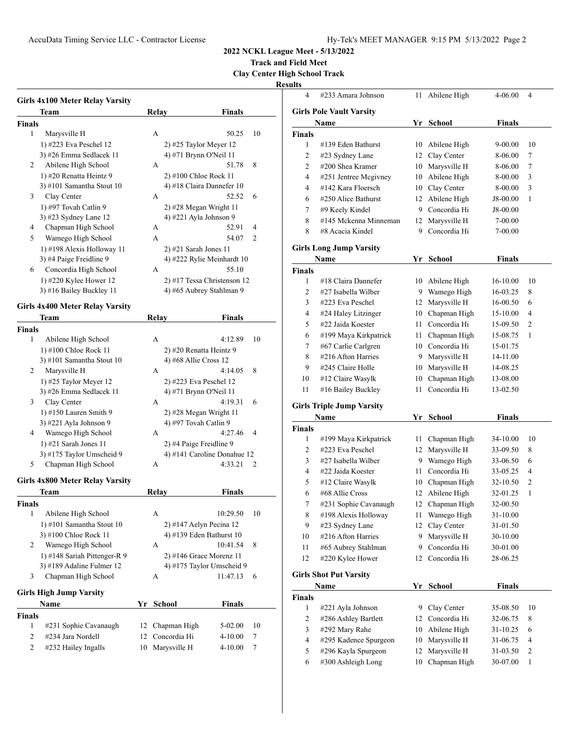**2022 NCKL League Meet - 5/13/2022**

**Track and Field Meet**

**Clay Center High School Track**

**Results**

### Girls 4x100 Meter Relay Varsity

| | Team | Relay | Finals | |
|---|---|---|---|---|
| **Finals** | | | | |
| 1 | Marysville H | A | 50.25 | 10 |
| | 1) #223 Eva Peschel 12 | 2) #25 Taylor Meyer 12 | | |
| | 3) #26 Emma Sedlacek 11 | 4) #71 Brynn O'Neil 11 | | |
| 2 | Abilene High School | A | 51.78 | 8 |
| | 1) #20 Renatta Heintz 9 | 2) #100 Chloe Rock 11 | | |
| | 3) #101 Samantha Stout 10 | 4) #18 Claira Dannefer 10 | | |
| 3 | Clay Center | A | 52.52 | 6 |
| | 1) #97 Tovah Catlin 9 | 2) #28 Megan Wright 11 | | |
| | 3) #23 Sydney Lane 12 | 4) #221 Ayla Johnson 9 | | |
| 4 | Chapman High School | A | 52.91 | 4 |
| 5 | Wamego High School | A | 54.07 | 2 |
| | 1) #198 Alexis Holloway 11 | 2) #21 Sarah Jones 11 | | |
| | 3) #4 Paige Freidline 9 | 4) #222 Rylie Meinhardt 10 | | |
| 6 | Concordia High School | A | 55.10 | |
| | 1) #220 Kylee Hower 12 | 2) #17 Tessa Christenson 12 | | |
| | 3) #16 Bailey Buckley 11 | 4) #65 Aubrey Stahlman 9 | | |

### Girls 4x400 Meter Relay Varsity

| | Team | Relay | Finals | |
|---|---|---|---|---|
| **Finals** | | | | |
| 1 | Abilene High School | A | 4:12.89 | 10 |
| | 1) #100 Chloe Rock 11 | 2) #20 Renatta Heintz 9 | | |
| | 3) #101 Samantha Stout 10 | 4) #68 Allie Cross 12 | | |
| 2 | Marysville H | A | 4:14.05 | 8 |
| | 1) #25 Taylor Meyer 12 | 2) #223 Eva Peschel 12 | | |
| | 3) #26 Emma Sedlacek 11 | 4) #71 Brynn O'Neil 11 | | |
| 3 | Clay Center | A | 4:19.31 | 6 |
| | 1) #150 Lauren Smith 9 | 2) #28 Megan Wright 11 | | |
| | 3) #221 Ayla Johnson 9 | 4) #97 Tovah Catlin 9 | | |
| 4 | Wamego High School | A | 4:27.46 | 4 |
| | 1) #21 Sarah Jones 11 | 2) #4 Paige Freidline 9 | | |
| | 3) #175 Taylor Umscheid 9 | 4) #141 Caroline Donahue 12 | | |
| 5 | Chapman High School | A | 4:33.21 | 2 |

### Girls 4x800 Meter Relay Varsity

| | Team | Relay | Finals | |
|---|---|---|---|---|
| **Finals** | | | | |
| 1 | Abilene High School | A | 10:29.50 | 10 |
| | 1) #101 Samantha Stout 10 | 2) #147 Aelyn Pecina 12 | | |
| | 3) #100 Chloe Rock 11 | 4) #139 Eden Bathurst 10 | | |
| 2 | Wamego High School | A | 10:41.54 | 8 |
| | 1) #148 Sariah Pittenger-R 9 | 2) #146 Grace Morenz 11 | | |
| | 3) #189 Adaline Fulmer 12 | 4) #175 Taylor Umscheid 9 | | |
| 3 | Chapman High School | A | 11:47.13 | 6 |

### Girls High Jump Varsity

| | Name | Yr | School | Finals | |
|---|---|---|---|---|---|
| **Finals** | | | | | |
| 1 | #231 Sophie Cavanaugh | 12 | Chapman High | 5-02.00 | 10 |
| 2 | #234 Jara Nordell | 12 | Concordia Hi | 4-10.00 | 7 |
| 2 | #232 Hailey Ingalls | 10 | Marysville H | 4-10.00 | 7 |
| 4 | #233 Amara Johnson | 11 | Abilene High | 4-06.00 | 4 |

### Girls Pole Vault Varsity

| | Name | Yr | School | Finals | |
|---|---|---|---|---|---|
| **Finals** | | | | | |
| 1 | #139 Eden Bathurst | 10 | Abilene High | 9-00.00 | 10 |
| 2 | #23 Sydney Lane | 12 | Clay Center | 8-06.00 | 7 |
| 2 | #200 Shea Kramer | 10 | Marysville H | 8-06.00 | 7 |
| 4 | #251 Jentree Mcgivney | 10 | Abilene High | 8-00.00 | 3 |
| 4 | #142 Kara Floersch | 10 | Clay Center | 8-00.00 | 3 |
| 6 | #250 Alice Bathurst | 12 | Abilene High | J8-00.00 | 1 |
| 7 | #9 Keely Kindel | 9 | Concordia Hi | J8-00.00 | |
| 8 | #145 Mckenna Minneman | 12 | Marysville H | 7-00.00 | |
| 8 | #8 Acacia Kindel | 9 | Concordia Hi | 7-00.00 | |

### Girls Long Jump Varsity

| | Name | Yr | School | Finals | |
|---|---|---|---|---|---|
| **Finals** | | | | | |
| 1 | #18 Claira Dannefer | 10 | Abilene High | 16-10.00 | 10 |
| 2 | #27 Isabella Wilber | 9 | Wamego High | 16-03.25 | 8 |
| 3 | #223 Eva Peschel | 12 | Marysville H | 16-00.50 | 6 |
| 4 | #24 Haley Litzinger | 10 | Chapman High | 15-10.00 | 4 |
| 5 | #22 Jaida Koester | 11 | Concordia Hi | 15-09.50 | 2 |
| 6 | #199 Maya Kirkpatrick | 11 | Chapman High | 15-08.75 | 1 |
| 7 | #67 Carlie Carlgren | 10 | Concordia Hi | 15-01.75 | |
| 8 | #216 Afton Harries | 9 | Marysville H | 14-11.00 | |
| 9 | #245 Claire Holle | 10 | Marysville H | 14-08.25 | |
| 10 | #12 Claire Wasylk | 10 | Chapman High | 13-08.00 | |
| 11 | #16 Bailey Buckley | 11 | Concordia Hi | 13-02.50 | |

### Girls Triple Jump Varsity

| | Name | Yr | School | Finals | |
|---|---|---|---|---|---|
| **Finals** | | | | | |
| 1 | #199 Maya Kirkpatrick | 11 | Chapman High | 34-10.00 | 10 |
| 2 | #223 Eva Peschel | 12 | Marysville H | 33-09.50 | 8 |
| 3 | #27 Isabella Wilber | 9 | Wamego High | 33-06.50 | 6 |
| 4 | #22 Jaida Koester | 11 | Concordia Hi | 33-05.25 | 4 |
| 5 | #12 Claire Wasylk | 10 | Chapman High | 32-10.50 | 2 |
| 6 | #68 Allie Cross | 12 | Abilene High | 32-01.25 | 1 |
| 7 | #231 Sophie Cavanaugh | 12 | Chapman High | 32-00.50 | |
| 8 | #198 Alexis Holloway | 11 | Wamego High | 31-10.00 | |
| 9 | #23 Sydney Lane | 12 | Clay Center | 31-01.50 | |
| 10 | #216 Afton Harries | 9 | Marysville H | 30-10.00 | |
| 11 | #65 Aubrey Stahlman | 9 | Concordia Hi | 30-01.00 | |
| 12 | #220 Kylee Hower | 12 | Concordia Hi | 28-06.25 | |

### Girls Shot Put Varsity

| | Name | Yr | School | Finals | |
|---|---|---|---|---|---|
| **Finals** | | | | | |
| 1 | #221 Ayla Johnson | 9 | Clay Center | 35-08.50 | 10 |
| 2 | #286 Ashley Bartlett | 12 | Concordia Hi | 32-06.75 | 8 |
| 3 | #292 Mary Rahe | 10 | Abilene High | 31-10.25 | 6 |
| 4 | #295 Kadence Spurgeon | 10 | Marysville H | 31-06.75 | 4 |
| 5 | #296 Kayla Spurgeon | 12 | Marysville H | 31-03.50 | 2 |
| 6 | #300 Ashleigh Long | 10 | Chapman High | 30-07.00 | 1 |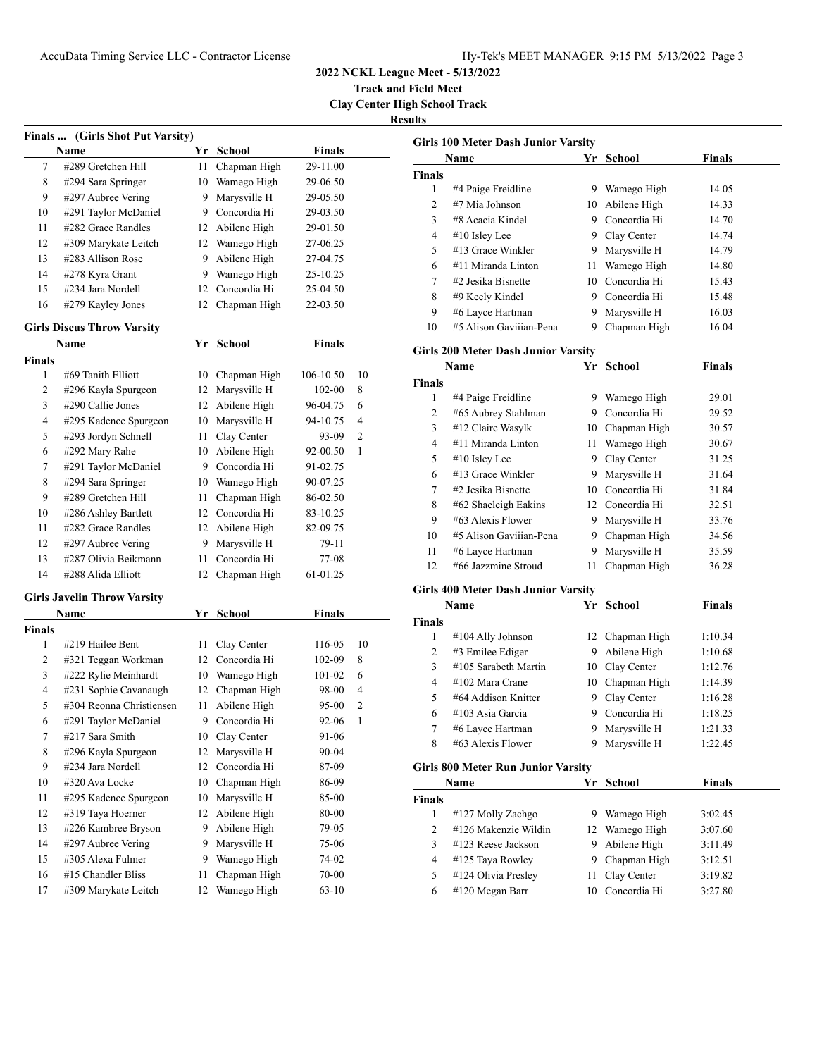**2022 NCKL League Meet - 5/13/2022**

**Track and Field Meet**

**Clay Center High School Track**

**Results**

### Finals ... (Girls Shot Put Varsity)

| | Name | Yr | School | Finals | |
|---|---|---|---|---|---|
| 7 | #289 Gretchen Hill | 11 | Chapman High | 29-11.00 | |
| 8 | #294 Sara Springer | 10 | Wamego High | 29-06.50 | |
| 9 | #297 Aubree Vering | 9 | Marysville H | 29-05.50 | |
| 10 | #291 Taylor McDaniel | 9 | Concordia Hi | 29-03.50 | |
| 11 | #282 Grace Randles | 12 | Abilene High | 29-01.50 | |
| 12 | #309 Marykate Leitch | 12 | Wamego High | 27-06.25 | |
| 13 | #283 Allison Rose | 9 | Abilene High | 27-04.75 | |
| 14 | #278 Kyra Grant | 9 | Wamego High | 25-10.25 | |
| 15 | #234 Jara Nordell | 12 | Concordia Hi | 25-04.50 | |
| 16 | #279 Kayley Jones | 12 | Chapman High | 22-03.50 | |

### Girls Discus Throw Varsity

| | Name | Yr | School | Finals | |
|---|---|---|---|---|---|
| **Finals** | | | | | |
| 1 | #69 Tanith Elliott | 10 | Chapman High | 106-10.50 | 10 |
| 2 | #296 Kayla Spurgeon | 12 | Marysville H | 102-00 | 8 |
| 3 | #290 Callie Jones | 12 | Abilene High | 96-04.75 | 6 |
| 4 | #295 Kadence Spurgeon | 10 | Marysville H | 94-10.75 | 4 |
| 5 | #293 Jordyn Schnell | 11 | Clay Center | 93-09 | 2 |
| 6 | #292 Mary Rahe | 10 | Abilene High | 92-00.50 | 1 |
| 7 | #291 Taylor McDaniel | 9 | Concordia Hi | 91-02.75 | |
| 8 | #294 Sara Springer | 10 | Wamego High | 90-07.25 | |
| 9 | #289 Gretchen Hill | 11 | Chapman High | 86-02.50 | |
| 10 | #286 Ashley Bartlett | 12 | Concordia Hi | 83-10.25 | |
| 11 | #282 Grace Randles | 12 | Abilene High | 82-09.75 | |
| 12 | #297 Aubree Vering | 9 | Marysville H | 79-11 | |
| 13 | #287 Olivia Beikmann | 11 | Concordia Hi | 77-08 | |
| 14 | #288 Alida Elliott | 12 | Chapman High | 61-01.25 | |

### Girls Javelin Throw Varsity

| | Name | Yr | School | Finals | |
|---|---|---|---|---|---|
| **Finals** | | | | | |
| 1 | #219 Hailee Bent | 11 | Clay Center | 116-05 | 10 |
| 2 | #321 Teggan Workman | 12 | Concordia Hi | 102-09 | 8 |
| 3 | #222 Rylie Meinhardt | 10 | Wamego High | 101-02 | 6 |
| 4 | #231 Sophie Cavanaugh | 12 | Chapman High | 98-00 | 4 |
| 5 | #304 Reonna Christiensen | 11 | Abilene High | 95-00 | 2 |
| 6 | #291 Taylor McDaniel | 9 | Concordia Hi | 92-06 | 1 |
| 7 | #217 Sara Smith | 10 | Clay Center | 91-06 | |
| 8 | #296 Kayla Spurgeon | 12 | Marysville H | 90-04 | |
| 9 | #234 Jara Nordell | 12 | Concordia Hi | 87-09 | |
| 10 | #320 Ava Locke | 10 | Chapman High | 86-09 | |
| 11 | #295 Kadence Spurgeon | 10 | Marysville H | 85-00 | |
| 12 | #319 Taya Hoerner | 12 | Abilene High | 80-00 | |
| 13 | #226 Kambree Bryson | 9 | Abilene High | 79-05 | |
| 14 | #297 Aubree Vering | 9 | Marysville H | 75-06 | |
| 15 | #305 Alexa Fulmer | 9 | Wamego High | 74-02 | |
| 16 | #15 Chandler Bliss | 11 | Chapman High | 70-00 | |
| 17 | #309 Marykate Leitch | 12 | Wamego High | 63-10 | |

### Girls 100 Meter Dash Junior Varsity

| | Name | Yr | School | Finals |
|---|---|---|---|---|
| **Finals** | | | | |
| 1 | #4 Paige Freidline | 9 | Wamego High | 14.05 |
| 2 | #7 Mia Johnson | 10 | Abilene High | 14.33 |
| 3 | #8 Acacia Kindel | 9 | Concordia Hi | 14.70 |
| 4 | #10 Isley Lee | 9 | Clay Center | 14.74 |
| 5 | #13 Grace Winkler | 9 | Marysville H | 14.79 |
| 6 | #11 Miranda Linton | 11 | Wamego High | 14.80 |
| 7 | #2 Jesika Bisnette | 10 | Concordia Hi | 15.43 |
| 8 | #9 Keely Kindel | 9 | Concordia Hi | 15.48 |
| 9 | #6 Layce Hartman | 9 | Marysville H | 16.03 |
| 10 | #5 Alison Gaviiian-Pena | 9 | Chapman High | 16.04 |

### Girls 200 Meter Dash Junior Varsity

| | Name | Yr | School | Finals |
|---|---|---|---|---|
| **Finals** | | | | |
| 1 | #4 Paige Freidline | 9 | Wamego High | 29.01 |
| 2 | #65 Aubrey Stahlman | 9 | Concordia Hi | 29.52 |
| 3 | #12 Claire Wasylk | 10 | Chapman High | 30.57 |
| 4 | #11 Miranda Linton | 11 | Wamego High | 30.67 |
| 5 | #10 Isley Lee | 9 | Clay Center | 31.25 |
| 6 | #13 Grace Winkler | 9 | Marysville H | 31.64 |
| 7 | #2 Jesika Bisnette | 10 | Concordia Hi | 31.84 |
| 8 | #62 Shaeleigh Eakins | 12 | Concordia Hi | 32.51 |
| 9 | #63 Alexis Flower | 9 | Marysville H | 33.76 |
| 10 | #5 Alison Gaviiian-Pena | 9 | Chapman High | 34.56 |
| 11 | #6 Layce Hartman | 9 | Marysville H | 35.59 |
| 12 | #66 Jazzmine Stroud | 11 | Chapman High | 36.28 |

### Girls 400 Meter Dash Junior Varsity

| | Name | Yr | School | Finals |
|---|---|---|---|---|
| **Finals** | | | | |
| 1 | #104 Ally Johnson | 12 | Chapman High | 1:10.34 |
| 2 | #3 Emilee Ediger | 9 | Abilene High | 1:10.68 |
| 3 | #105 Sarabeth Martin | 10 | Clay Center | 1:12.76 |
| 4 | #102 Mara Crane | 10 | Chapman High | 1:14.39 |
| 5 | #64 Addison Knitter | 9 | Clay Center | 1:16.28 |
| 6 | #103 Asia Garcia | 9 | Concordia Hi | 1:18.25 |
| 7 | #6 Layce Hartman | 9 | Marysville H | 1:21.33 |
| 8 | #63 Alexis Flower | 9 | Marysville H | 1:22.45 |

### Girls 800 Meter Run Junior Varsity

| | Name | Yr | School | Finals |
|---|---|---|---|---|
| **Finals** | | | | |
| 1 | #127 Molly Zachgo | 9 | Wamego High | 3:02.45 |
| 2 | #126 Makenzie Wildin | 12 | Wamego High | 3:07.60 |
| 3 | #123 Reese Jackson | 9 | Abilene High | 3:11.49 |
| 4 | #125 Taya Rowley | 9 | Chapman High | 3:12.51 |
| 5 | #124 Olivia Presley | 11 | Clay Center | 3:19.82 |
| 6 | #120 Megan Barr | 10 | Concordia Hi | 3:27.80 |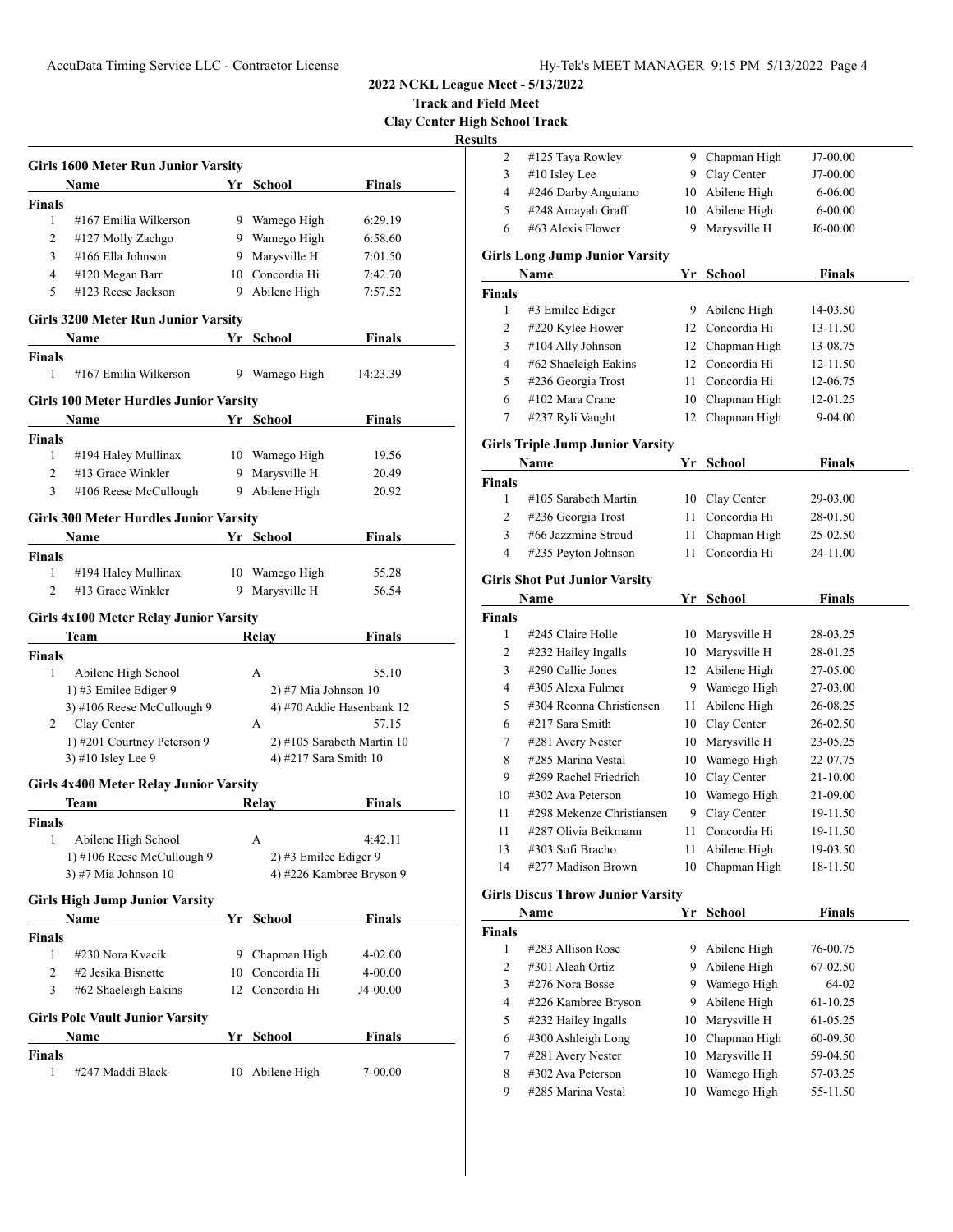# 2022 NCKL League Meet - 5/13/2022

**Track and Field Meet**

**Clay Center High School Track**

**Results**

## Girls 1600 Meter Run Junior Varsity

| | Name | Yr | School | Finals |
|---|---|---|---|---|
| **Finals** | | | | |
| 1 | #167 Emilia Wilkerson | 9 | Wamego High | 6:29.19 |
| 2 | #127 Molly Zachgo | 9 | Wamego High | 6:58.60 |
| 3 | #166 Ella Johnson | 9 | Marysville H | 7:01.50 |
| 4 | #120 Megan Barr | 10 | Concordia Hi | 7:42.70 |
| 5 | #123 Reese Jackson | 9 | Abilene High | 7:57.52 |

## Girls 3200 Meter Run Junior Varsity

| | Name | Yr | School | Finals |
|---|---|---|---|---|
| **Finals** | | | | |
| 1 | #167 Emilia Wilkerson | 9 | Wamego High | 14:23.39 |

## Girls 100 Meter Hurdles Junior Varsity

| | Name | Yr | School | Finals |
|---|---|---|---|---|
| **Finals** | | | | |
| 1 | #194 Haley Mullinax | 10 | Wamego High | 19.56 |
| 2 | #13 Grace Winkler | 9 | Marysville H | 20.49 |
| 3 | #106 Reese McCullough | 9 | Abilene High | 20.92 |

## Girls 300 Meter Hurdles Junior Varsity

| | Name | Yr | School | Finals |
|---|---|---|---|---|
| **Finals** | | | | |
| 1 | #194 Haley Mullinax | 10 | Wamego High | 55.28 |
| 2 | #13 Grace Winkler | 9 | Marysville H | 56.54 |

## Girls 4x100 Meter Relay Junior Varsity

| | Team | Relay | Finals |
|---|---|---|---|
| **Finals** | | | |
| 1 | Abilene High School | A | 55.10 |
| | 1) #3 Emilee Ediger 9 | 2) #7 Mia Johnson 10 | |
| | 3) #106 Reese McCullough 9 | 4) #70 Addie Hasenbank 12 | |
| 2 | Clay Center | A | 57.15 |
| | 1) #201 Courtney Peterson 9 | 2) #105 Sarabeth Martin 10 | |
| | 3) #10 Isley Lee 9 | 4) #217 Sara Smith 10 | |

## Girls 4x400 Meter Relay Junior Varsity

| | Team | Relay | Finals |
|---|---|---|---|
| **Finals** | | | |
| 1 | Abilene High School | A | 4:42.11 |
| | 1) #106 Reese McCullough 9 | 2) #3 Emilee Ediger 9 | |
| | 3) #7 Mia Johnson 10 | 4) #226 Kambree Bryson 9 | |

## Girls High Jump Junior Varsity

| | Name | Yr | School | Finals |
|---|---|---|---|---|
| **Finals** | | | | |
| 1 | #230 Nora Kvacik | 9 | Chapman High | 4-02.00 |
| 2 | #2 Jesika Bisnette | 10 | Concordia Hi | 4-00.00 |
| 3 | #62 Shaeleigh Eakins | 12 | Concordia Hi | J4-00.00 |

## Girls Pole Vault Junior Varsity

| | Name | Yr | School | Finals |
|---|---|---|---|---|
| **Finals** | | | | |
| 1 | #247 Maddi Black | 10 | Abilene High | 7-00.00 |
| 2 | #125 Taya Rowley | 9 | Chapman High | J7-00.00 |
| 3 | #10 Isley Lee | 9 | Clay Center | J7-00.00 |
| 4 | #246 Darby Anguiano | 10 | Abilene High | 6-06.00 |
| 5 | #248 Amayah Graff | 10 | Abilene High | 6-00.00 |
| 6 | #63 Alexis Flower | 9 | Marysville H | J6-00.00 |

## Girls Long Jump Junior Varsity

| | Name | Yr | School | Finals |
|---|---|---|---|---|
| **Finals** | | | | |
| 1 | #3 Emilee Ediger | 9 | Abilene High | 14-03.50 |
| 2 | #220 Kylee Hower | 12 | Concordia Hi | 13-11.50 |
| 3 | #104 Ally Johnson | 12 | Chapman High | 13-08.75 |
| 4 | #62 Shaeleigh Eakins | 12 | Concordia Hi | 12-11.50 |
| 5 | #236 Georgia Trost | 11 | Concordia Hi | 12-06.75 |
| 6 | #102 Mara Crane | 10 | Chapman High | 12-01.25 |
| 7 | #237 Ryli Vaught | 12 | Chapman High | 9-04.00 |

## Girls Triple Jump Junior Varsity

| | Name | Yr | School | Finals |
|---|---|---|---|---|
| **Finals** | | | | |
| 1 | #105 Sarabeth Martin | 10 | Clay Center | 29-03.00 |
| 2 | #236 Georgia Trost | 11 | Concordia Hi | 28-01.50 |
| 3 | #66 Jazzmine Stroud | 11 | Chapman High | 25-02.50 |
| 4 | #235 Peyton Johnson | 11 | Concordia Hi | 24-11.00 |

## Girls Shot Put Junior Varsity

| | Name | Yr | School | Finals |
|---|---|---|---|---|
| **Finals** | | | | |
| 1 | #245 Claire Holle | 10 | Marysville H | 28-03.25 |
| 2 | #232 Hailey Ingalls | 10 | Marysville H | 28-01.25 |
| 3 | #290 Callie Jones | 12 | Abilene High | 27-05.00 |
| 4 | #305 Alexa Fulmer | 9 | Wamego High | 27-03.00 |
| 5 | #304 Reonna Christiensen | 11 | Abilene High | 26-08.25 |
| 6 | #217 Sara Smith | 10 | Clay Center | 26-02.50 |
| 7 | #281 Avery Nester | 10 | Marysville H | 23-05.25 |
| 8 | #285 Marina Vestal | 10 | Wamego High | 22-07.75 |
| 9 | #299 Rachel Friedrich | 10 | Clay Center | 21-10.00 |
| 10 | #302 Ava Peterson | 10 | Wamego High | 21-09.00 |
| 11 | #298 Mekenze Christiansen | 9 | Clay Center | 19-11.50 |
| 11 | #287 Olivia Beikmann | 11 | Concordia Hi | 19-11.50 |
| 13 | #303 Sofi Bracho | 11 | Abilene High | 19-03.50 |
| 14 | #277 Madison Brown | 10 | Chapman High | 18-11.50 |

## Girls Discus Throw Junior Varsity

| | Name | Yr | School | Finals |
|---|---|---|---|---|
| **Finals** | | | | |
| 1 | #283 Allison Rose | 9 | Abilene High | 76-00.75 |
| 2 | #301 Aleah Ortiz | 9 | Abilene High | 67-02.50 |
| 3 | #276 Nora Bosse | 9 | Wamego High | 64-02 |
| 4 | #226 Kambree Bryson | 9 | Abilene High | 61-10.25 |
| 5 | #232 Hailey Ingalls | 10 | Marysville H | 61-05.25 |
| 6 | #300 Ashleigh Long | 10 | Chapman High | 60-09.50 |
| 7 | #281 Avery Nester | 10 | Marysville H | 59-04.50 |
| 8 | #302 Ava Peterson | 10 | Wamego High | 57-03.25 |
| 9 | #285 Marina Vestal | 10 | Wamego High | 55-11.50 |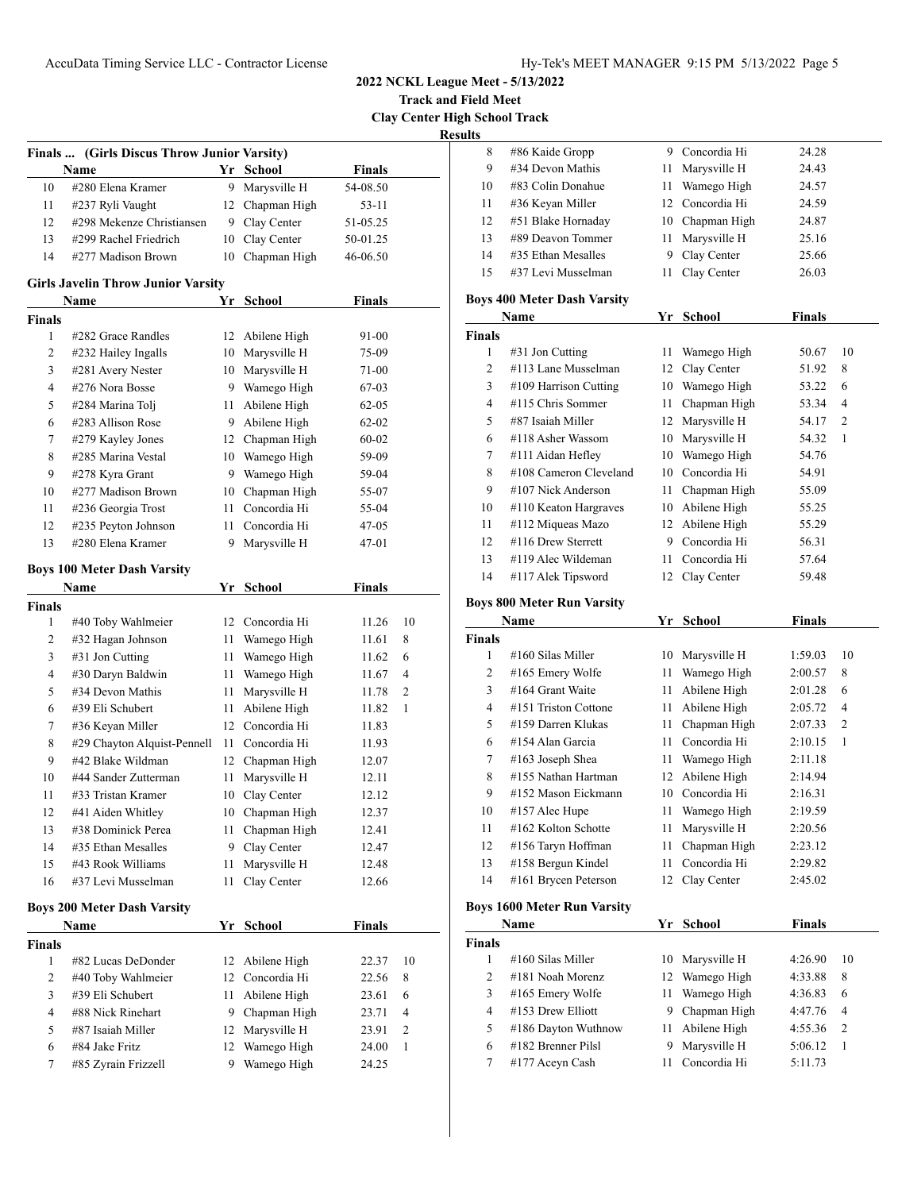**2022 NCKL League Meet - 5/13/2022**

**Track and Field Meet**

**Clay Center High School Track**

**Results**

### Finals ... (Girls Discus Throw Junior Varsity)

| | Name | Yr | School | Finals |
|---|---|---|---|---|
| 10 | #280 Elena Kramer | 9 | Marysville H | 54-08.50 |
| 11 | #237 Ryli Vaught | 12 | Chapman High | 53-11 |
| 12 | #298 Mekenze Christiansen | 9 | Clay Center | 51-05.25 |
| 13 | #299 Rachel Friedrich | 10 | Clay Center | 50-01.25 |
| 14 | #277 Madison Brown | 10 | Chapman High | 46-06.50 |

### Girls Javelin Throw Junior Varsity

| | Name | Yr | School | Finals |
|---|---|---|---|---|
| **Finals** | | | | |
| 1 | #282 Grace Randles | 12 | Abilene High | 91-00 |
| 2 | #232 Hailey Ingalls | 10 | Marysville H | 75-09 |
| 3 | #281 Avery Nester | 10 | Marysville H | 71-00 |
| 4 | #276 Nora Bosse | 9 | Wamego High | 67-03 |
| 5 | #284 Marina Tolj | 11 | Abilene High | 62-05 |
| 6 | #283 Allison Rose | 9 | Abilene High | 62-02 |
| 7 | #279 Kayley Jones | 12 | Chapman High | 60-02 |
| 8 | #285 Marina Vestal | 10 | Wamego High | 59-09 |
| 9 | #278 Kyra Grant | 9 | Wamego High | 59-04 |
| 10 | #277 Madison Brown | 10 | Chapman High | 55-07 |
| 11 | #236 Georgia Trost | 11 | Concordia Hi | 55-04 |
| 12 | #235 Peyton Johnson | 11 | Concordia Hi | 47-05 |
| 13 | #280 Elena Kramer | 9 | Marysville H | 47-01 |

### Boys 100 Meter Dash Varsity

| | Name | Yr | School | Finals | |
|---|---|---|---|---|---|
| **Finals** | | | | | |
| 1 | #40 Toby Wahlmeier | 12 | Concordia Hi | 11.26 | 10 |
| 2 | #32 Hagan Johnson | 11 | Wamego High | 11.61 | 8 |
| 3 | #31 Jon Cutting | 11 | Wamego High | 11.62 | 6 |
| 4 | #30 Daryn Baldwin | 11 | Wamego High | 11.67 | 4 |
| 5 | #34 Devon Mathis | 11 | Marysville H | 11.78 | 2 |
| 6 | #39 Eli Schubert | 11 | Abilene High | 11.82 | 1 |
| 7 | #36 Keyan Miller | 12 | Concordia Hi | 11.83 | |
| 8 | #29 Chayton Alquist-Pennell | 11 | Concordia Hi | 11.93 | |
| 9 | #42 Blake Wildman | 12 | Chapman High | 12.07 | |
| 10 | #44 Sander Zutterman | 11 | Marysville H | 12.11 | |
| 11 | #33 Tristan Kramer | 10 | Clay Center | 12.12 | |
| 12 | #41 Aiden Whitley | 10 | Chapman High | 12.37 | |
| 13 | #38 Dominick Perea | 11 | Chapman High | 12.41 | |
| 14 | #35 Ethan Mesalles | 9 | Clay Center | 12.47 | |
| 15 | #43 Rook Williams | 11 | Marysville H | 12.48 | |
| 16 | #37 Levi Musselman | 11 | Clay Center | 12.66 | |

### Boys 200 Meter Dash Varsity

| | Name | Yr | School | Finals | |
|---|---|---|---|---|---|
| **Finals** | | | | | |
| 1 | #82 Lucas DeDonder | 12 | Abilene High | 22.37 | 10 |
| 2 | #40 Toby Wahlmeier | 12 | Concordia Hi | 22.56 | 8 |
| 3 | #39 Eli Schubert | 11 | Abilene High | 23.61 | 6 |
| 4 | #88 Nick Rinehart | 9 | Chapman High | 23.71 | 4 |
| 5 | #87 Isaiah Miller | 12 | Marysville H | 23.91 | 2 |
| 6 | #84 Jake Fritz | 12 | Wamego High | 24.00 | 1 |
| 7 | #85 Zyrain Frizzell | 9 | Wamego High | 24.25 | |
| 8 | #86 Kaide Gropp | 9 | Concordia Hi | 24.28 | |
| 9 | #34 Devon Mathis | 11 | Marysville H | 24.43 | |
| 10 | #83 Colin Donahue | 11 | Wamego High | 24.57 | |
| 11 | #36 Keyan Miller | 12 | Concordia Hi | 24.59 | |
| 12 | #51 Blake Hornaday | 10 | Chapman High | 24.87 | |
| 13 | #89 Deavon Tommer | 11 | Marysville H | 25.16 | |
| 14 | #35 Ethan Mesalles | 9 | Clay Center | 25.66 | |
| 15 | #37 Levi Musselman | 11 | Clay Center | 26.03 | |

### Boys 400 Meter Dash Varsity

| | Name | Yr | School | Finals | |
|---|---|---|---|---|---|
| **Finals** | | | | | |
| 1 | #31 Jon Cutting | 11 | Wamego High | 50.67 | 10 |
| 2 | #113 Lane Musselman | 12 | Clay Center | 51.92 | 8 |
| 3 | #109 Harrison Cutting | 10 | Wamego High | 53.22 | 6 |
| 4 | #115 Chris Sommer | 11 | Chapman High | 53.34 | 4 |
| 5 | #87 Isaiah Miller | 12 | Marysville H | 54.17 | 2 |
| 6 | #118 Asher Wassom | 10 | Marysville H | 54.32 | 1 |
| 7 | #111 Aidan Hefley | 10 | Wamego High | 54.76 | |
| 8 | #108 Cameron Cleveland | 10 | Concordia Hi | 54.91 | |
| 9 | #107 Nick Anderson | 11 | Chapman High | 55.09 | |
| 10 | #110 Keaton Hargraves | 10 | Abilene High | 55.25 | |
| 11 | #112 Miqueas Mazo | 12 | Abilene High | 55.29 | |
| 12 | #116 Drew Sterrett | 9 | Concordia Hi | 56.31 | |
| 13 | #119 Alec Wildeman | 11 | Concordia Hi | 57.64 | |
| 14 | #117 Alek Tipsword | 12 | Clay Center | 59.48 | |

### Boys 800 Meter Run Varsity

| | Name | Yr | School | Finals | |
|---|---|---|---|---|---|
| **Finals** | | | | | |
| 1 | #160 Silas Miller | 10 | Marysville H | 1:59.03 | 10 |
| 2 | #165 Emery Wolfe | 11 | Wamego High | 2:00.57 | 8 |
| 3 | #164 Grant Waite | 11 | Abilene High | 2:01.28 | 6 |
| 4 | #151 Triston Cottone | 11 | Abilene High | 2:05.72 | 4 |
| 5 | #159 Darren Klukas | 11 | Chapman High | 2:07.33 | 2 |
| 6 | #154 Alan Garcia | 11 | Concordia Hi | 2:10.15 | 1 |
| 7 | #163 Joseph Shea | 11 | Wamego High | 2:11.18 | |
| 8 | #155 Nathan Hartman | 12 | Abilene High | 2:14.94 | |
| 9 | #152 Mason Eickmann | 10 | Concordia Hi | 2:16.31 | |
| 10 | #157 Alec Hupe | 11 | Wamego High | 2:19.59 | |
| 11 | #162 Kolton Schotte | 11 | Marysville H | 2:20.56 | |
| 12 | #156 Taryn Hoffman | 11 | Chapman High | 2:23.12 | |
| 13 | #158 Bergun Kindel | 11 | Concordia Hi | 2:29.82 | |
| 14 | #161 Brycen Peterson | 12 | Clay Center | 2:45.02 | |

### Boys 1600 Meter Run Varsity

| | Name | Yr | School | Finals | |
|---|---|---|---|---|---|
| **Finals** | | | | | |
| 1 | #160 Silas Miller | 10 | Marysville H | 4:26.90 | 10 |
| 2 | #181 Noah Morenz | 12 | Wamego High | 4:33.88 | 8 |
| 3 | #165 Emery Wolfe | 11 | Wamego High | 4:36.83 | 6 |
| 4 | #153 Drew Elliott | 9 | Chapman High | 4:47.76 | 4 |
| 5 | #186 Dayton Wuthnow | 11 | Abilene High | 4:55.36 | 2 |
| 6 | #182 Brenner Pilsl | 9 | Marysville H | 5:06.12 | 1 |
| 7 | #177 Aceyn Cash | 11 | Concordia Hi | 5:11.73 | |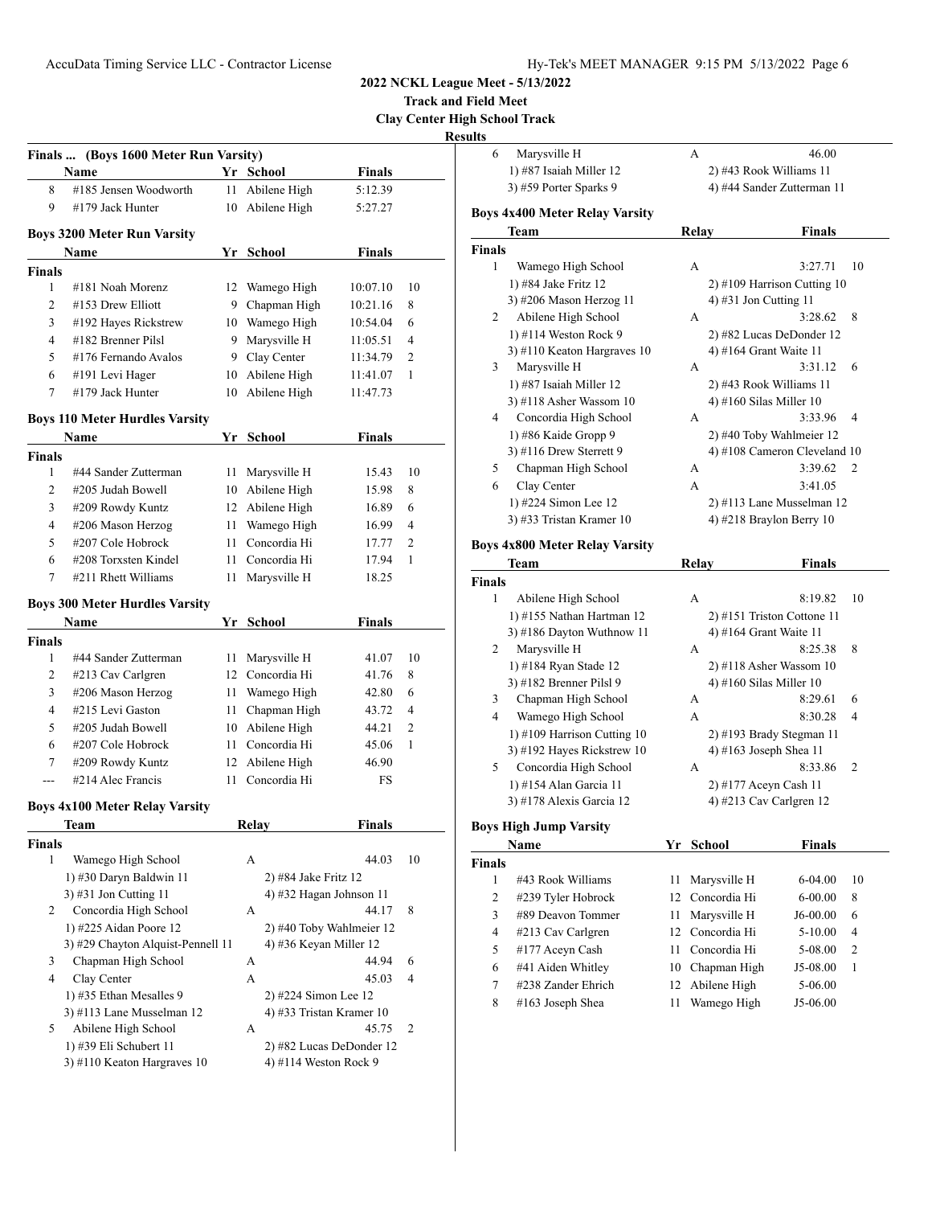# 2022 NCKL League Meet - 5/13/2022

**Track and Field Meet**

**Clay Center High School Track**

**Results**

### Finals ... (Boys 1600 Meter Run Varsity)

| | Name | Yr | School | Finals | |
|---|---|---|---|---|---|
| 8 | #185 Jensen Woodworth | 11 | Abilene High | 5:12.39 | |
| 9 | #179 Jack Hunter | 10 | Abilene High | 5:27.27 | |

### Boys 3200 Meter Run Varsity

| | Name | Yr | School | Finals | |
|---|---|---|---|---|---|
| **Finals** | | | | | |
| 1 | #181 Noah Morenz | 12 | Wamego High | 10:07.10 | 10 |
| 2 | #153 Drew Elliott | 9 | Chapman High | 10:21.16 | 8 |
| 3 | #192 Hayes Rickstrew | 10 | Wamego High | 10:54.04 | 6 |
| 4 | #182 Brenner Pilsl | 9 | Marysville H | 11:05.51 | 4 |
| 5 | #176 Fernando Avalos | 9 | Clay Center | 11:34.79 | 2 |
| 6 | #191 Levi Hager | 10 | Abilene High | 11:41.07 | 1 |
| 7 | #179 Jack Hunter | 10 | Abilene High | 11:47.73 | |

### Boys 110 Meter Hurdles Varsity

| | Name | Yr | School | Finals | |
|---|---|---|---|---|---|
| **Finals** | | | | | |
| 1 | #44 Sander Zutterman | 11 | Marysville H | 15.43 | 10 |
| 2 | #205 Judah Bowell | 10 | Abilene High | 15.98 | 8 |
| 3 | #209 Rowdy Kuntz | 12 | Abilene High | 16.89 | 6 |
| 4 | #206 Mason Herzog | 11 | Wamego High | 16.99 | 4 |
| 5 | #207 Cole Hobrock | 11 | Concordia Hi | 17.77 | 2 |
| 6 | #208 Torxsten Kindel | 11 | Concordia Hi | 17.94 | 1 |
| 7 | #211 Rhett Williams | 11 | Marysville H | 18.25 | |

### Boys 300 Meter Hurdles Varsity

| | Name | Yr | School | Finals | |
|---|---|---|---|---|---|
| **Finals** | | | | | |
| 1 | #44 Sander Zutterman | 11 | Marysville H | 41.07 | 10 |
| 2 | #213 Cav Carlgren | 12 | Concordia Hi | 41.76 | 8 |
| 3 | #206 Mason Herzog | 11 | Wamego High | 42.80 | 6 |
| 4 | #215 Levi Gaston | 11 | Chapman High | 43.72 | 4 |
| 5 | #205 Judah Bowell | 10 | Abilene High | 44.21 | 2 |
| 6 | #207 Cole Hobrock | 11 | Concordia Hi | 45.06 | 1 |
| 7 | #209 Rowdy Kuntz | 12 | Abilene High | 46.90 | |
| --- | #214 Alec Francis | 11 | Concordia Hi | FS | |

### Boys 4x100 Meter Relay Varsity

| | Team | Relay | Finals | |
|---|---|---|---|---|
| **Finals** | | | | |
| 1 | Wamego High School | A | 44.03 | 10 |
| | 1) #30 Daryn Baldwin 11 | 2) #84 Jake Fritz 12 | | |
| | 3) #31 Jon Cutting 11 | 4) #32 Hagan Johnson 11 | | |
| 2 | Concordia High School | A | 44.17 | 8 |
| | 1) #225 Aidan Poore 12 | 2) #40 Toby Wahlmeier 12 | | |
| | 3) #29 Chayton Alquist-Pennell 11 | 4) #36 Keyan Miller 12 | | |
| 3 | Chapman High School | A | 44.94 | 6 |
| 4 | Clay Center | A | 45.03 | 4 |
| | 1) #35 Ethan Mesalles 9 | 2) #224 Simon Lee 12 | | |
| | 3) #113 Lane Musselman 12 | 4) #33 Tristan Kramer 10 | | |
| 5 | Abilene High School | A | 45.75 | 2 |
| | 1) #39 Eli Schubert 11 | 2) #82 Lucas DeDonder 12 | | |
| | 3) #110 Keaton Hargraves 10 | 4) #114 Weston Rock 9 | | |
| 6 | Marysville H | A | 46.00 | |
| | 1) #87 Isaiah Miller 12 | 2) #43 Rook Williams 11 | | |
| | 3) #59 Porter Sparks 9 | 4) #44 Sander Zutterman 11 | | |

### Boys 4x400 Meter Relay Varsity

| | Team | Relay | Finals | |
|---|---|---|---|---|
| **Finals** | | | | |
| 1 | Wamego High School | A | 3:27.71 | 10 |
| | 1) #84 Jake Fritz 12 | 2) #109 Harrison Cutting 10 | | |
| | 3) #206 Mason Herzog 11 | 4) #31 Jon Cutting 11 | | |
| 2 | Abilene High School | A | 3:28.62 | 8 |
| | 1) #114 Weston Rock 9 | 2) #82 Lucas DeDonder 12 | | |
| | 3) #110 Keaton Hargraves 10 | 4) #164 Grant Waite 11 | | |
| 3 | Marysville H | A | 3:31.12 | 6 |
| | 1) #87 Isaiah Miller 12 | 2) #43 Rook Williams 11 | | |
| | 3) #118 Asher Wassom 10 | 4) #160 Silas Miller 10 | | |
| 4 | Concordia High School | A | 3:33.96 | 4 |
| | 1) #86 Kaide Gropp 9 | 2) #40 Toby Wahlmeier 12 | | |
| | 3) #116 Drew Sterrett 9 | 4) #108 Cameron Cleveland 10 | | |
| 5 | Chapman High School | A | 3:39.62 | 2 |
| 6 | Clay Center | A | 3:41.05 | |
| | 1) #224 Simon Lee 12 | 2) #113 Lane Musselman 12 | | |
| | 3) #33 Tristan Kramer 10 | 4) #218 Braylon Berry 10 | | |

### Boys 4x800 Meter Relay Varsity

| | Team | Relay | Finals | |
|---|---|---|---|---|
| **Finals** | | | | |
| 1 | Abilene High School | A | 8:19.82 | 10 |
| | 1) #155 Nathan Hartman 12 | 2) #151 Triston Cottone 11 | | |
| | 3) #186 Dayton Wuthnow 11 | 4) #164 Grant Waite 11 | | |
| 2 | Marysville H | A | 8:25.38 | 8 |
| | 1) #184 Ryan Stade 12 | 2) #118 Asher Wassom 10 | | |
| | 3) #182 Brenner Pilsl 9 | 4) #160 Silas Miller 10 | | |
| 3 | Chapman High School | A | 8:29.61 | 6 |
| 4 | Wamego High School | A | 8:30.28 | 4 |
| | 1) #109 Harrison Cutting 10 | 2) #193 Brady Stegman 11 | | |
| | 3) #192 Hayes Rickstrew 10 | 4) #163 Joseph Shea 11 | | |
| 5 | Concordia High School | A | 8:33.86 | 2 |
| | 1) #154 Alan Garcia 11 | 2) #177 Aceyn Cash 11 | | |
| | 3) #178 Alexis Garcia 12 | 4) #213 Cav Carlgren 12 | | |

### Boys High Jump Varsity

| | Name | Yr | School | Finals | |
|---|---|---|---|---|---|
| **Finals** | | | | | |
| 1 | #43 Rook Williams | 11 | Marysville H | 6-04.00 | 10 |
| 2 | #239 Tyler Hobrock | 12 | Concordia Hi | 6-00.00 | 8 |
| 3 | #89 Deavon Tommer | 11 | Marysville H | J6-00.00 | 6 |
| 4 | #213 Cav Carlgren | 12 | Concordia Hi | 5-10.00 | 4 |
| 5 | #177 Aceyn Cash | 11 | Concordia Hi | 5-08.00 | 2 |
| 6 | #41 Aiden Whitley | 10 | Chapman High | J5-08.00 | 1 |
| 7 | #238 Zander Ehrich | 12 | Abilene High | 5-06.00 | |
| 8 | #163 Joseph Shea | 11 | Wamego High | J5-06.00 | |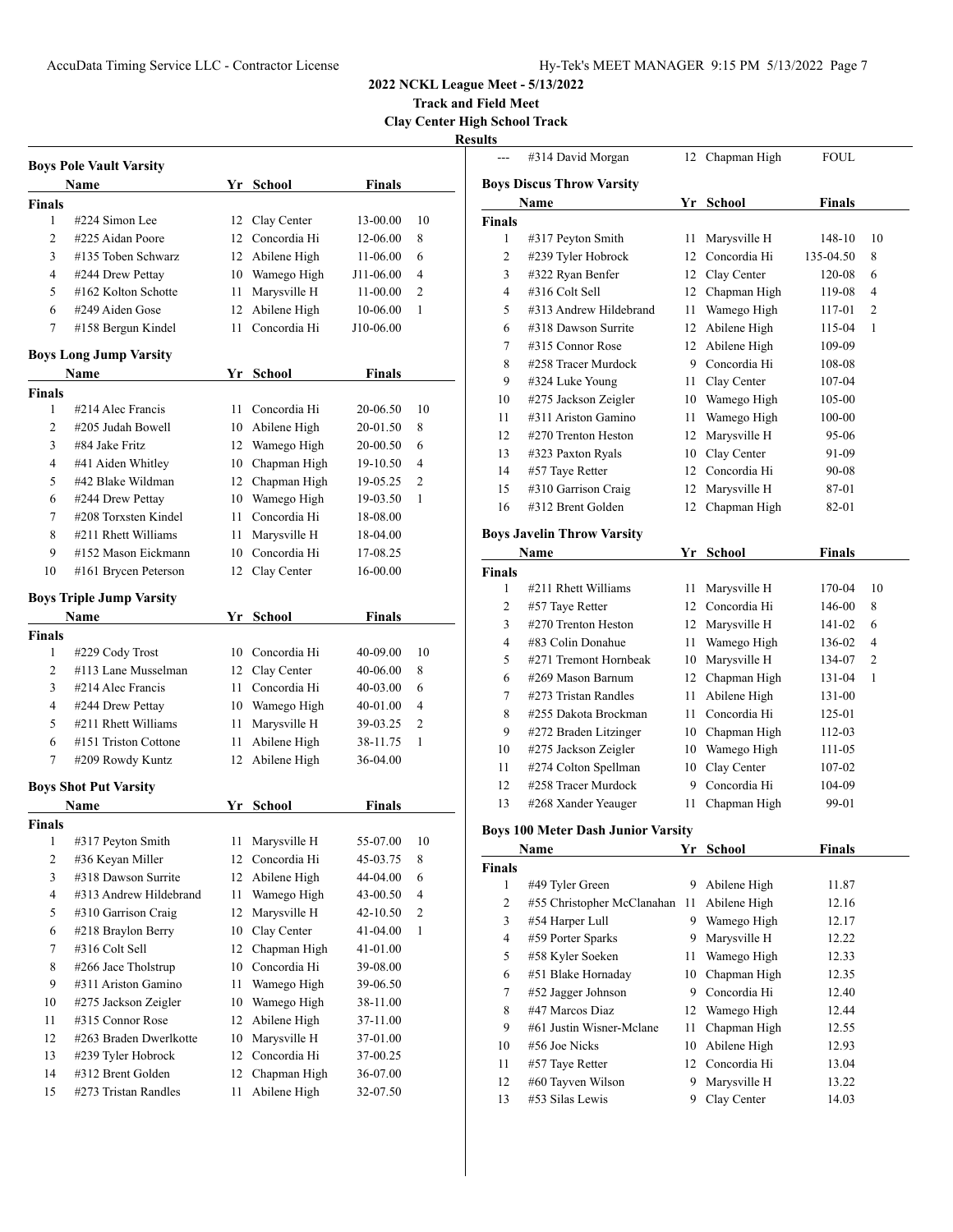## 2022 NCKL League Meet - 5/13/2022

**Track and Field Meet**

**Clay Center High School Track**

**Results**

### Boys Pole Vault Varsity

| | Name | Yr | School | Finals | |
|---|---|---|---|---|---|
| **Finals** | | | | | |
| 1 | #224 Simon Lee | 12 | Clay Center | 13-00.00 | 10 |
| 2 | #225 Aidan Poore | 12 | Concordia Hi | 12-06.00 | 8 |
| 3 | #135 Toben Schwarz | 12 | Abilene High | 11-06.00 | 6 |
| 4 | #244 Drew Pettay | 10 | Wamego High | J11-06.00 | 4 |
| 5 | #162 Kolton Schotte | 11 | Marysville H | 11-00.00 | 2 |
| 6 | #249 Aiden Gose | 12 | Abilene High | 10-06.00 | 1 |
| 7 | #158 Bergun Kindel | 11 | Concordia Hi | J10-06.00 | |

### Boys Long Jump Varsity

| | Name | Yr | School | Finals | |
|---|---|---|---|---|---|
| **Finals** | | | | | |
| 1 | #214 Alec Francis | 11 | Concordia Hi | 20-06.50 | 10 |
| 2 | #205 Judah Bowell | 10 | Abilene High | 20-01.50 | 8 |
| 3 | #84 Jake Fritz | 12 | Wamego High | 20-00.50 | 6 |
| 4 | #41 Aiden Whitley | 10 | Chapman High | 19-10.50 | 4 |
| 5 | #42 Blake Wildman | 12 | Chapman High | 19-05.25 | 2 |
| 6 | #244 Drew Pettay | 10 | Wamego High | 19-03.50 | 1 |
| 7 | #208 Torxsten Kindel | 11 | Concordia Hi | 18-08.00 | |
| 8 | #211 Rhett Williams | 11 | Marysville H | 18-04.00 | |
| 9 | #152 Mason Eickmann | 10 | Concordia Hi | 17-08.25 | |
| 10 | #161 Brycen Peterson | 12 | Clay Center | 16-00.00 | |

### Boys Triple Jump Varsity

| | Name | Yr | School | Finals | |
|---|---|---|---|---|---|
| **Finals** | | | | | |
| 1 | #229 Cody Trost | 10 | Concordia Hi | 40-09.00 | 10 |
| 2 | #113 Lane Musselman | 12 | Clay Center | 40-06.00 | 8 |
| 3 | #214 Alec Francis | 11 | Concordia Hi | 40-03.00 | 6 |
| 4 | #244 Drew Pettay | 10 | Wamego High | 40-01.00 | 4 |
| 5 | #211 Rhett Williams | 11 | Marysville H | 39-03.25 | 2 |
| 6 | #151 Triston Cottone | 11 | Abilene High | 38-11.75 | 1 |
| 7 | #209 Rowdy Kuntz | 12 | Abilene High | 36-04.00 | |

### Boys Shot Put Varsity

| | Name | Yr | School | Finals | |
|---|---|---|---|---|---|
| **Finals** | | | | | |
| 1 | #317 Peyton Smith | 11 | Marysville H | 55-07.00 | 10 |
| 2 | #36 Keyan Miller | 12 | Concordia Hi | 45-03.75 | 8 |
| 3 | #318 Dawson Surrite | 12 | Abilene High | 44-04.00 | 6 |
| 4 | #313 Andrew Hildebrand | 11 | Wamego High | 43-00.50 | 4 |
| 5 | #310 Garrison Craig | 12 | Marysville H | 42-10.50 | 2 |
| 6 | #218 Braylon Berry | 10 | Clay Center | 41-04.00 | 1 |
| 7 | #316 Colt Sell | 12 | Chapman High | 41-01.00 | |
| 8 | #266 Jace Tholstrup | 10 | Concordia Hi | 39-08.00 | |
| 9 | #311 Ariston Gamino | 11 | Wamego High | 39-06.50 | |
| 10 | #275 Jackson Zeigler | 10 | Wamego High | 38-11.00 | |
| 11 | #315 Connor Rose | 12 | Abilene High | 37-11.00 | |
| 12 | #263 Braden Dwerlkotte | 10 | Marysville H | 37-01.00 | |
| 13 | #239 Tyler Hobrock | 12 | Concordia Hi | 37-00.25 | |
| 14 | #312 Brent Golden | 12 | Chapman High | 36-07.00 | |
| 15 | #273 Tristan Randles | 11 | Abilene High | 32-07.50 | |
| --- | #314 David Morgan | 12 | Chapman High | FOUL | |

### Boys Discus Throw Varsity

| | Name | Yr | School | Finals | |
|---|---|---|---|---|---|
| **Finals** | | | | | |
| 1 | #317 Peyton Smith | 11 | Marysville H | 148-10 | 10 |
| 2 | #239 Tyler Hobrock | 12 | Concordia Hi | 135-04.50 | 8 |
| 3 | #322 Ryan Benfer | 12 | Clay Center | 120-08 | 6 |
| 4 | #316 Colt Sell | 12 | Chapman High | 119-08 | 4 |
| 5 | #313 Andrew Hildebrand | 11 | Wamego High | 117-01 | 2 |
| 6 | #318 Dawson Surrite | 12 | Abilene High | 115-04 | 1 |
| 7 | #315 Connor Rose | 12 | Abilene High | 109-09 | |
| 8 | #258 Tracer Murdock | 9 | Concordia Hi | 108-08 | |
| 9 | #324 Luke Young | 11 | Clay Center | 107-04 | |
| 10 | #275 Jackson Zeigler | 10 | Wamego High | 105-00 | |
| 11 | #311 Ariston Gamino | 11 | Wamego High | 100-00 | |
| 12 | #270 Trenton Heston | 12 | Marysville H | 95-06 | |
| 13 | #323 Paxton Ryals | 10 | Clay Center | 91-09 | |
| 14 | #57 Taye Retter | 12 | Concordia Hi | 90-08 | |
| 15 | #310 Garrison Craig | 12 | Marysville H | 87-01 | |
| 16 | #312 Brent Golden | 12 | Chapman High | 82-01 | |

### Boys Javelin Throw Varsity

| | Name | Yr | School | Finals | |
|---|---|---|---|---|---|
| **Finals** | | | | | |
| 1 | #211 Rhett Williams | 11 | Marysville H | 170-04 | 10 |
| 2 | #57 Taye Retter | 12 | Concordia Hi | 146-00 | 8 |
| 3 | #270 Trenton Heston | 12 | Marysville H | 141-02 | 6 |
| 4 | #83 Colin Donahue | 11 | Wamego High | 136-02 | 4 |
| 5 | #271 Tremont Hornbeak | 10 | Marysville H | 134-07 | 2 |
| 6 | #269 Mason Barnum | 12 | Chapman High | 131-04 | 1 |
| 7 | #273 Tristan Randles | 11 | Abilene High | 131-00 | |
| 8 | #255 Dakota Brockman | 11 | Concordia Hi | 125-01 | |
| 9 | #272 Braden Litzinger | 10 | Chapman High | 112-03 | |
| 10 | #275 Jackson Zeigler | 10 | Wamego High | 111-05 | |
| 11 | #274 Colton Spellman | 10 | Clay Center | 107-02 | |
| 12 | #258 Tracer Murdock | 9 | Concordia Hi | 104-09 | |
| 13 | #268 Xander Yeauger | 11 | Chapman High | 99-01 | |

### Boys 100 Meter Dash Junior Varsity

| | Name | Yr | School | Finals |
|---|---|---|---|---|
| **Finals** | | | | |
| 1 | #49 Tyler Green | 9 | Abilene High | 11.87 |
| 2 | #55 Christopher McClanahan | 11 | Abilene High | 12.16 |
| 3 | #54 Harper Lull | 9 | Wamego High | 12.17 |
| 4 | #59 Porter Sparks | 9 | Marysville H | 12.22 |
| 5 | #58 Kyler Soeken | 11 | Wamego High | 12.33 |
| 6 | #51 Blake Hornaday | 10 | Chapman High | 12.35 |
| 7 | #52 Jagger Johnson | 9 | Concordia Hi | 12.40 |
| 8 | #47 Marcos Diaz | 12 | Wamego High | 12.44 |
| 9 | #61 Justin Wisner-Mclane | 11 | Chapman High | 12.55 |
| 10 | #56 Joe Nicks | 10 | Abilene High | 12.93 |
| 11 | #57 Taye Retter | 12 | Concordia Hi | 13.04 |
| 12 | #60 Tayven Wilson | 9 | Marysville H | 13.22 |
| 13 | #53 Silas Lewis | 9 | Clay Center | 14.03 |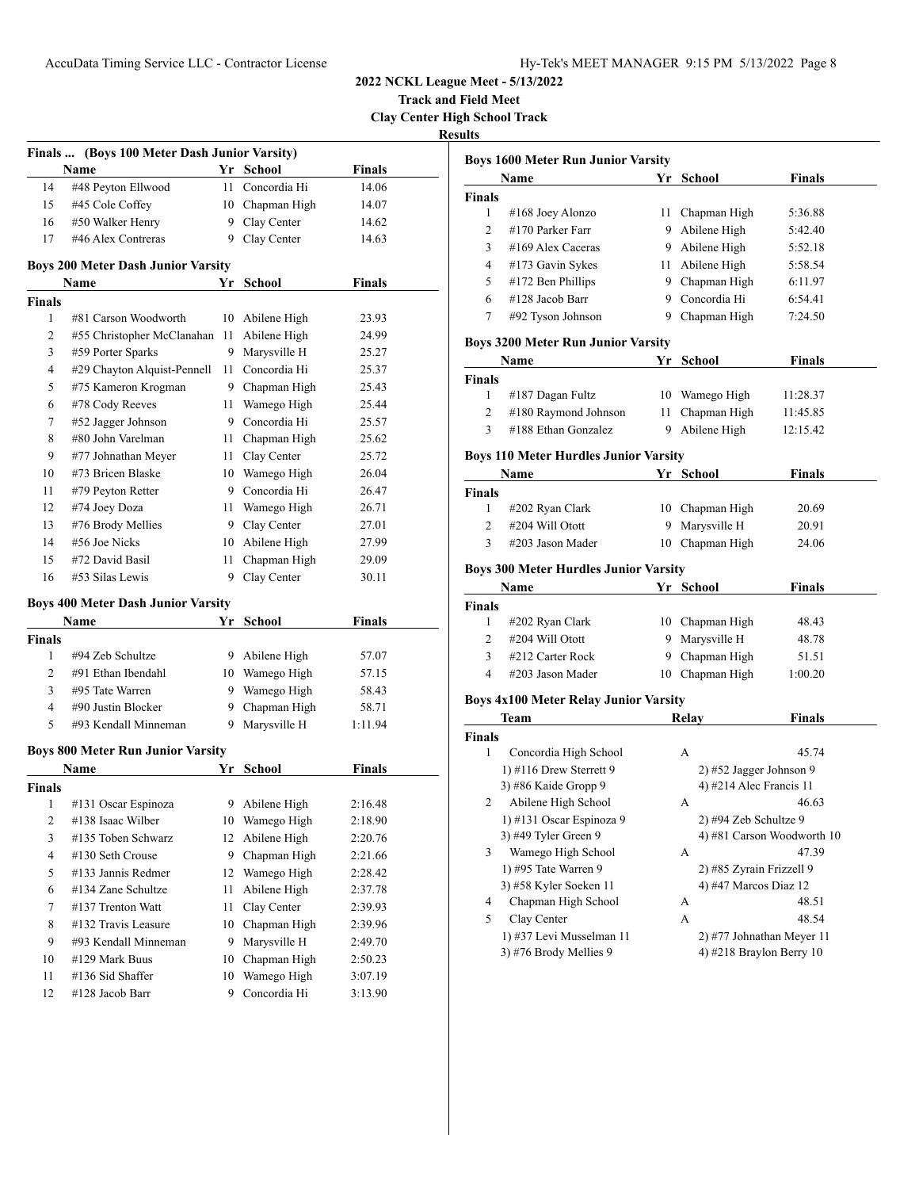**2022 NCKL League Meet - 5/13/2022**
**Track and Field Meet**
**Clay Center High School Track**
**Results**

### Finals ... (Boys 100 Meter Dash Junior Varsity)

| | Name | Yr | School | Finals |
|---|---|---|---|---|
| 14 | #48 Peyton Ellwood | 11 | Concordia Hi | 14.06 |
| 15 | #45 Cole Coffey | 10 | Chapman High | 14.07 |
| 16 | #50 Walker Henry | 9 | Clay Center | 14.62 |
| 17 | #46 Alex Contreras | 9 | Clay Center | 14.63 |

### Boys 200 Meter Dash Junior Varsity

| | Name | Yr | School | Finals |
|---|---|---|---|---|
| **Finals** | | | | |
| 1 | #81 Carson Woodworth | 10 | Abilene High | 23.93 |
| 2 | #55 Christopher McClanahan | 11 | Abilene High | 24.99 |
| 3 | #59 Porter Sparks | 9 | Marysville H | 25.27 |
| 4 | #29 Chayton Alquist-Pennell | 11 | Concordia Hi | 25.37 |
| 5 | #75 Kameron Krogman | 9 | Chapman High | 25.43 |
| 6 | #78 Cody Reeves | 11 | Wamego High | 25.44 |
| 7 | #52 Jagger Johnson | 9 | Concordia Hi | 25.57 |
| 8 | #80 John Varelman | 11 | Chapman High | 25.62 |
| 9 | #77 Johnathan Meyer | 11 | Clay Center | 25.72 |
| 10 | #73 Bricen Blaske | 10 | Wamego High | 26.04 |
| 11 | #79 Peyton Retter | 9 | Concordia Hi | 26.47 |
| 12 | #74 Joey Doza | 11 | Wamego High | 26.71 |
| 13 | #76 Brody Mellies | 9 | Clay Center | 27.01 |
| 14 | #56 Joe Nicks | 10 | Abilene High | 27.99 |
| 15 | #72 David Basil | 11 | Chapman High | 29.09 |
| 16 | #53 Silas Lewis | 9 | Clay Center | 30.11 |

### Boys 400 Meter Dash Junior Varsity

| | Name | Yr | School | Finals |
|---|---|---|---|---|
| **Finals** | | | | |
| 1 | #94 Zeb Schultze | 9 | Abilene High | 57.07 |
| 2 | #91 Ethan Ibendahl | 10 | Wamego High | 57.15 |
| 3 | #95 Tate Warren | 9 | Wamego High | 58.43 |
| 4 | #90 Justin Blocker | 9 | Chapman High | 58.71 |
| 5 | #93 Kendall Minneman | 9 | Marysville H | 1:11.94 |

### Boys 800 Meter Run Junior Varsity

| | Name | Yr | School | Finals |
|---|---|---|---|---|
| **Finals** | | | | |
| 1 | #131 Oscar Espinoza | 9 | Abilene High | 2:16.48 |
| 2 | #138 Isaac Wilber | 10 | Wamego High | 2:18.90 |
| 3 | #135 Toben Schwarz | 12 | Abilene High | 2:20.76 |
| 4 | #130 Seth Crouse | 9 | Chapman High | 2:21.66 |
| 5 | #133 Jannis Redmer | 12 | Wamego High | 2:28.42 |
| 6 | #134 Zane Schultze | 11 | Abilene High | 2:37.78 |
| 7 | #137 Trenton Watt | 11 | Clay Center | 2:39.93 |
| 8 | #132 Travis Leasure | 10 | Chapman High | 2:39.96 |
| 9 | #93 Kendall Minneman | 9 | Marysville H | 2:49.70 |
| 10 | #129 Mark Buus | 10 | Chapman High | 2:50.23 |
| 11 | #136 Sid Shaffer | 10 | Wamego High | 3:07.19 |
| 12 | #128 Jacob Barr | 9 | Concordia Hi | 3:13.90 |

### Boys 1600 Meter Run Junior Varsity

| | Name | Yr | School | Finals |
|---|---|---|---|---|
| **Finals** | | | | |
| 1 | #168 Joey Alonzo | 11 | Chapman High | 5:36.88 |
| 2 | #170 Parker Farr | 9 | Abilene High | 5:42.40 |
| 3 | #169 Alex Caceras | 9 | Abilene High | 5:52.18 |
| 4 | #173 Gavin Sykes | 11 | Abilene High | 5:58.54 |
| 5 | #172 Ben Phillips | 9 | Chapman High | 6:11.97 |
| 6 | #128 Jacob Barr | 9 | Concordia Hi | 6:54.41 |
| 7 | #92 Tyson Johnson | 9 | Chapman High | 7:24.50 |

### Boys 3200 Meter Run Junior Varsity

| | Name | Yr | School | Finals |
|---|---|---|---|---|
| **Finals** | | | | |
| 1 | #187 Dagan Fultz | 10 | Wamego High | 11:28.37 |
| 2 | #180 Raymond Johnson | 11 | Chapman High | 11:45.85 |
| 3 | #188 Ethan Gonzalez | 9 | Abilene High | 12:15.42 |

### Boys 110 Meter Hurdles Junior Varsity

| | Name | Yr | School | Finals |
|---|---|---|---|---|
| **Finals** | | | | |
| 1 | #202 Ryan Clark | 10 | Chapman High | 20.69 |
| 2 | #204 Will Otott | 9 | Marysville H | 20.91 |
| 3 | #203 Jason Mader | 10 | Chapman High | 24.06 |

### Boys 300 Meter Hurdles Junior Varsity

| | Name | Yr | School | Finals |
|---|---|---|---|---|
| **Finals** | | | | |
| 1 | #202 Ryan Clark | 10 | Chapman High | 48.43 |
| 2 | #204 Will Otott | 9 | Marysville H | 48.78 |
| 3 | #212 Carter Rock | 9 | Chapman High | 51.51 |
| 4 | #203 Jason Mader | 10 | Chapman High | 1:00.20 |

### Boys 4x100 Meter Relay Junior Varsity

| | Team | Relay | Finals |
|---|---|---|---|
| **Finals** | | | |
| 1 | Concordia High School | A | 45.74 |
| | 1) #116 Drew Sterrett 9 | 2) #52 Jagger Johnson 9 | |
| | 3) #86 Kaide Gropp 9 | 4) #214 Alec Francis 11 | |
| 2 | Abilene High School | A | 46.63 |
| | 1) #131 Oscar Espinoza 9 | 2) #94 Zeb Schultze 9 | |
| | 3) #49 Tyler Green 9 | 4) #81 Carson Woodworth 10 | |
| 3 | Wamego High School | A | 47.39 |
| | 1) #95 Tate Warren 9 | 2) #85 Zyrain Frizzell 9 | |
| | 3) #58 Kyler Soeken 11 | 4) #47 Marcos Diaz 12 | |
| 4 | Chapman High School | A | 48.51 |
| 5 | Clay Center | A | 48.54 |
| | 1) #37 Levi Musselman 11 | 2) #77 Johnathan Meyer 11 | |
| | 3) #76 Brody Mellies 9 | 4) #218 Braylon Berry 10 | |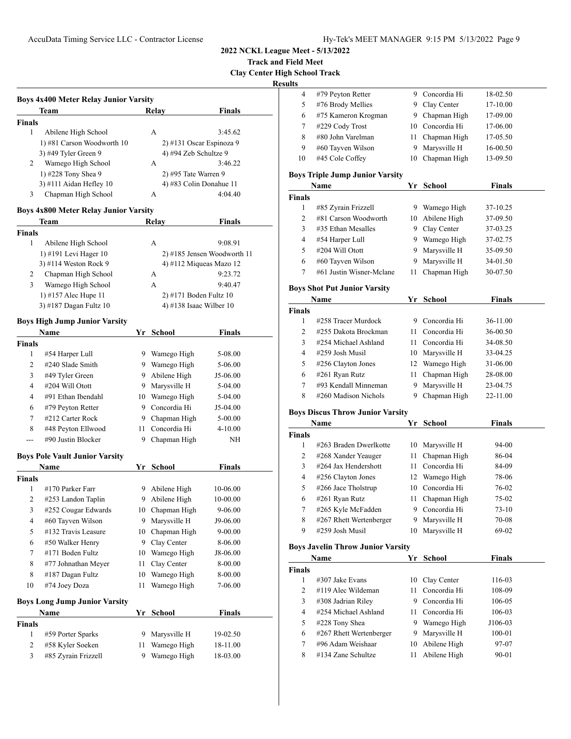**2022 NCKL League Meet - 5/13/2022**

**Track and Field Meet**

**Clay Center High School Track**

**Results**

### Boys 4x400 Meter Relay Junior Varsity

| | Team | Relay | Finals |
|---|---|---|---|
| **Finals** | | | |
| 1 | Abilene High School | A | 3:45.62 |
| | 1) #81 Carson Woodworth 10 | 2) #131 Oscar Espinoza 9 | |
| | 3) #49 Tyler Green 9 | 4) #94 Zeb Schultze 9 | |
| 2 | Wamego High School | A | 3:46.22 |
| | 1) #228 Tony Shea 9 | 2) #95 Tate Warren 9 | |
| | 3) #111 Aidan Hefley 10 | 4) #83 Colin Donahue 11 | |
| 3 | Chapman High School | A | 4:04.40 |

### Boys 4x800 Meter Relay Junior Varsity

| | Team | Relay | Finals |
|---|---|---|---|
| **Finals** | | | |
| 1 | Abilene High School | A | 9:08.91 |
| | 1) #191 Levi Hager 10 | 2) #185 Jensen Woodworth 11 | |
| | 3) #114 Weston Rock 9 | 4) #112 Miqueas Mazo 12 | |
| 2 | Chapman High School | A | 9:23.72 |
| 3 | Wamego High School | A | 9:40.47 |
| | 1) #157 Alec Hupe 11 | 2) #171 Boden Fultz 10 | |
| | 3) #187 Dagan Fultz 10 | 4) #138 Isaac Wilber 10 | |

### Boys High Jump Junior Varsity

| | Name | Yr | School | Finals |
|---|---|---|---|---|
| **Finals** | | | | |
| 1 | #54 Harper Lull | 9 | Wamego High | 5-08.00 |
| 2 | #240 Slade Smith | 9 | Wamego High | 5-06.00 |
| 3 | #49 Tyler Green | 9 | Abilene High | J5-06.00 |
| 4 | #204 Will Otott | 9 | Marysville H | 5-04.00 |
| 4 | #91 Ethan Ibendahl | 10 | Wamego High | 5-04.00 |
| 6 | #79 Peyton Retter | 9 | Concordia Hi | J5-04.00 |
| 7 | #212 Carter Rock | 9 | Chapman High | 5-00.00 |
| 8 | #48 Peyton Ellwood | 11 | Concordia Hi | 4-10.00 |
| --- | #90 Justin Blocker | 9 | Chapman High | NH |

### Boys Pole Vault Junior Varsity

| | Name | Yr | School | Finals |
|---|---|---|---|---|
| **Finals** | | | | |
| 1 | #170 Parker Farr | 9 | Abilene High | 10-06.00 |
| 2 | #253 Landon Taplin | 9 | Abilene High | 10-00.00 |
| 3 | #252 Cougar Edwards | 10 | Chapman High | 9-06.00 |
| 4 | #60 Tayven Wilson | 9 | Marysville H | J9-06.00 |
| 5 | #132 Travis Leasure | 10 | Chapman High | 9-00.00 |
| 6 | #50 Walker Henry | 9 | Clay Center | 8-06.00 |
| 7 | #171 Boden Fultz | 10 | Wamego High | J8-06.00 |
| 8 | #77 Johnathan Meyer | 11 | Clay Center | 8-00.00 |
| 8 | #187 Dagan Fultz | 10 | Wamego High | 8-00.00 |
| 10 | #74 Joey Doza | 11 | Wamego High | 7-06.00 |

### Boys Long Jump Junior Varsity

| | Name | Yr | School | Finals |
|---|---|---|---|---|
| **Finals** | | | | |
| 1 | #59 Porter Sparks | 9 | Marysville H | 19-02.50 |
| 2 | #58 Kyler Soeken | 11 | Wamego High | 18-11.00 |
| 3 | #85 Zyrain Frizzell | 9 | Wamego High | 18-03.00 |
| 4 | #79 Peyton Retter | 9 | Concordia Hi | 18-02.50 |
| 5 | #76 Brody Mellies | 9 | Clay Center | 17-10.00 |
| 6 | #75 Kameron Krogman | 9 | Chapman High | 17-09.00 |
| 7 | #229 Cody Trost | 10 | Concordia Hi | 17-06.00 |
| 8 | #80 John Varelman | 11 | Chapman High | 17-05.50 |
| 9 | #60 Tayven Wilson | 9 | Marysville H | 16-00.50 |
| 10 | #45 Cole Coffey | 10 | Chapman High | 13-09.50 |

### Boys Triple Jump Junior Varsity

| | Name | Yr | School | Finals |
|---|---|---|---|---|
| **Finals** | | | | |
| 1 | #85 Zyrain Frizzell | 9 | Wamego High | 37-10.25 |
| 2 | #81 Carson Woodworth | 10 | Abilene High | 37-09.50 |
| 3 | #35 Ethan Mesalles | 9 | Clay Center | 37-03.25 |
| 4 | #54 Harper Lull | 9 | Wamego High | 37-02.75 |
| 5 | #204 Will Otott | 9 | Marysville H | 35-09.50 |
| 6 | #60 Tayven Wilson | 9 | Marysville H | 34-01.50 |
| 7 | #61 Justin Wisner-Mclane | 11 | Chapman High | 30-07.50 |

### Boys Shot Put Junior Varsity

| | Name | Yr | School | Finals |
|---|---|---|---|---|
| **Finals** | | | | |
| 1 | #258 Tracer Murdock | 9 | Concordia Hi | 36-11.00 |
| 2 | #255 Dakota Brockman | 11 | Concordia Hi | 36-00.50 |
| 3 | #254 Michael Ashland | 11 | Concordia Hi | 34-08.50 |
| 4 | #259 Josh Musil | 10 | Marysville H | 33-04.25 |
| 5 | #256 Clayton Jones | 12 | Wamego High | 31-06.00 |
| 6 | #261 Ryan Rutz | 11 | Chapman High | 28-08.00 |
| 7 | #93 Kendall Minneman | 9 | Marysville H | 23-04.75 |
| 8 | #260 Madison Nichols | 9 | Chapman High | 22-11.00 |

### Boys Discus Throw Junior Varsity

| | Name | Yr | School | Finals |
|---|---|---|---|---|
| **Finals** | | | | |
| 1 | #263 Braden Dwerlkotte | 10 | Marysville H | 94-00 |
| 2 | #268 Xander Yeauger | 11 | Chapman High | 86-04 |
| 3 | #264 Jax Hendershott | 11 | Concordia Hi | 84-09 |
| 4 | #256 Clayton Jones | 12 | Wamego High | 78-06 |
| 5 | #266 Jace Tholstrup | 10 | Concordia Hi | 76-02 |
| 6 | #261 Ryan Rutz | 11 | Chapman High | 75-02 |
| 7 | #265 Kyle McFadden | 9 | Concordia Hi | 73-10 |
| 8 | #267 Rhett Wertenberger | 9 | Marysville H | 70-08 |
| 9 | #259 Josh Musil | 10 | Marysville H | 69-02 |

### Boys Javelin Throw Junior Varsity

| | Name | Yr | School | Finals |
|---|---|---|---|---|
| **Finals** | | | | |
| 1 | #307 Jake Evans | 10 | Clay Center | 116-03 |
| 2 | #119 Alec Wildeman | 11 | Concordia Hi | 108-09 |
| 3 | #308 Jadrian Riley | 9 | Concordia Hi | 106-05 |
| 4 | #254 Michael Ashland | 11 | Concordia Hi | 106-03 |
| 5 | #228 Tony Shea | 9 | Wamego High | J106-03 |
| 6 | #267 Rhett Wertenberger | 9 | Marysville H | 100-01 |
| 7 | #96 Adam Weishaar | 10 | Abilene High | 97-07 |
| 8 | #134 Zane Schultze | 11 | Abilene High | 90-01 |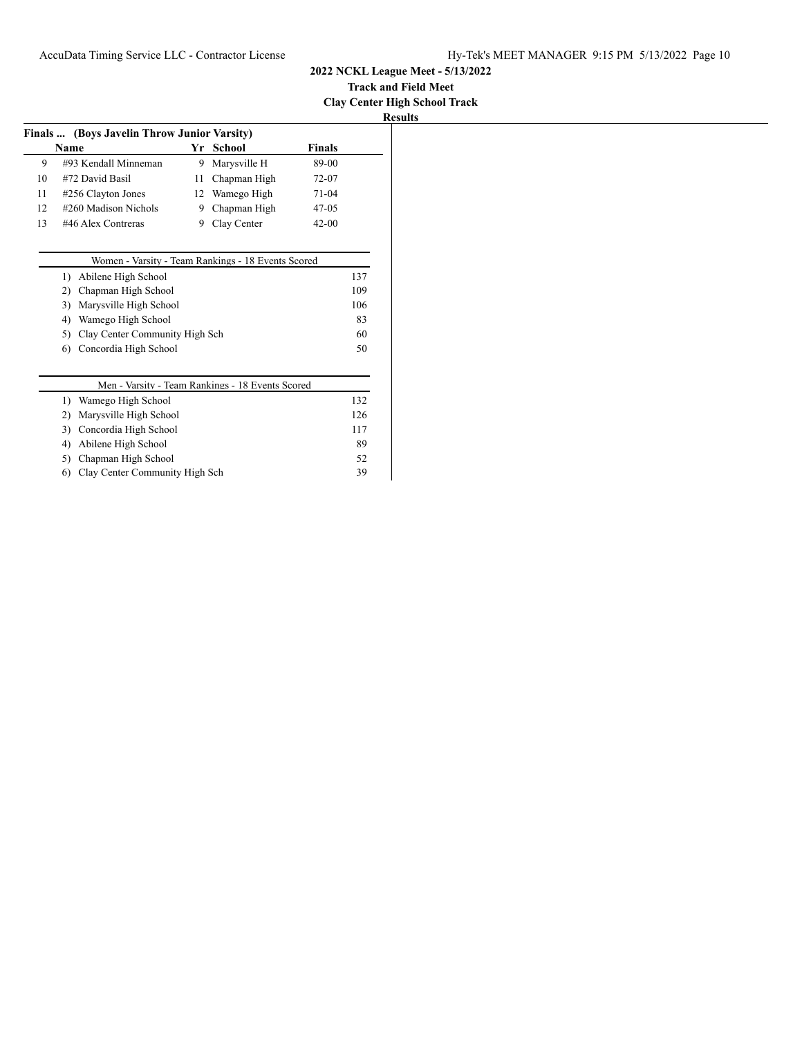# 2022 NCKL League Meet - 5/13/2022

**Track and Field Meet**

**Clay Center High School Track**

**Results**

**Finals ... (Boys Javelin Throw Junior Varsity)**

| | Name | Yr | School | Finals |
|---|---|---|---|---|
| 9 | #93 Kendall Minneman | 9 | Marysville H | 89-00 |
| 10 | #72 David Basil | 11 | Chapman High | 72-07 |
| 11 | #256 Clayton Jones | 12 | Wamego High | 71-04 |
| 12 | #260 Madison Nichols | 9 | Chapman High | 47-05 |
| 13 | #46 Alex Contreras | 9 | Clay Center | 42-00 |

**Women - Varsity - Team Rankings - 18 Events Scored**

| | | |
|---|---|---|
| 1) | Abilene High School | 137 |
| 2) | Chapman High School | 109 |
| 3) | Marysville High School | 106 |
| 4) | Wamego High School | 83 |
| 5) | Clay Center Community High Sch | 60 |
| 6) | Concordia High School | 50 |

**Men - Varsity - Team Rankings - 18 Events Scored**

| | | |
|---|---|---|
| 1) | Wamego High School | 132 |
| 2) | Marysville High School | 126 |
| 3) | Concordia High School | 117 |
| 4) | Abilene High School | 89 |
| 5) | Chapman High School | 52 |
| 6) | Clay Center Community High Sch | 39 |